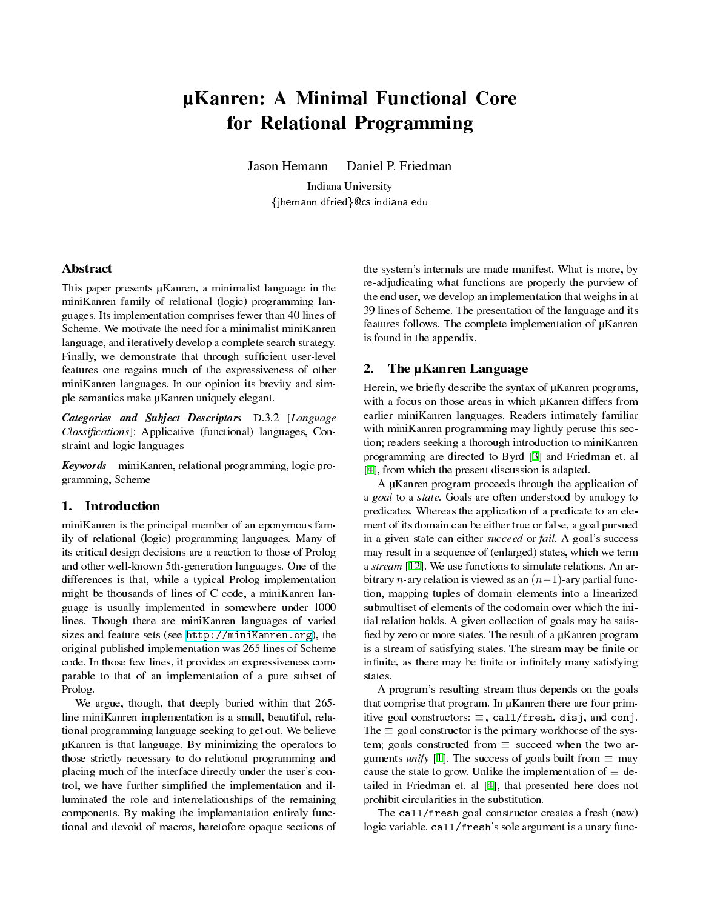# µKanren: A Minimal Functional Core for Relational Programming

Jason Hemann  Daniel P. Friedman

Indiana University

{jhemann,dfried}@cs.indiana.edu

## Abstract

This paper presents µKanren, a minimalist language in the miniKanren family of relational (logic) programming languages. Its implementation comprises fewer than 40 lines of Scheme. We motivate the need for a minimalist miniKanren language, and iteratively develop a complete search strategy. Finally, we demonstrate that through sufficient user-level features one regains much of the expressiveness of other miniKanren languages. In our opinion its brevity and simple semantics make µKanren uniquely elegant.

***Categories and Subject Descriptors*** D.3.2 [*Language Classifications*]: Applicative (functional) languages, Constraint and logic languages

***Keywords*** miniKanren, relational programming, logic programming, Scheme

## 1. Introduction

miniKanren is the principal member of an eponymous family of relational (logic) programming languages. Many of its critical design decisions are a reaction to those of Prolog and other well-known 5th-generation languages. One of the differences is that, while a typical Prolog implementation might be thousands of lines of C code, a miniKanren language is usually implemented in somewhere under 1000 lines. Though there are miniKanren languages of varied sizes and feature sets (see http://miniKanren.org), the original published implementation was 265 lines of Scheme code. In those few lines, it provides an expressiveness comparable to that of an implementation of a pure subset of Prolog.

We argue, though, that deeply buried within that 265-line miniKanren implementation is a small, beautiful, relational programming language seeking to get out. We believe µKanren is that language. By minimizing the operators to those strictly necessary to do relational programming and placing much of the interface directly under the user's control, we have further simplified the implementation and illuminated the role and interrelationships of the remaining components. By making the implementation entirely functional and devoid of macros, heretofore opaque sections of the system's internals are made manifest. What is more, by re-adjudicating what functions are properly the purview of the end user, we develop an implementation that weighs in at 39 lines of Scheme. The presentation of the language and its features follows. The complete implementation of µKanren is found in the appendix.

## 2. The µKanren Language

Herein, we briefly describe the syntax of µKanren programs, with a focus on those areas in which µKanren differs from earlier miniKanren languages. Readers intimately familiar with miniKanren programming may lightly peruse this section; readers seeking a thorough introduction to miniKanren programming are directed to Byrd [3] and Friedman et. al [4], from which the present discussion is adapted.

A µKanren program proceeds through the application of a *goal* to a *state*. Goals are often understood by analogy to predicates. Whereas the application of a predicate to an element of its domain can be either true or false, a goal pursued in a given state can either *succeed* or *fail*. A goal's success may result in a sequence of (enlarged) states, which we term a *stream* [12]. We use functions to simulate relations. An arbitrary $n$-ary relation is viewed as an $(n-1)$-ary partial function, mapping tuples of domain elements into a linearized submultiset of elements of the codomain over which the initial relation holds. A given collection of goals may be satisfied by zero or more states. The result of a µKanren program is a stream of satisfying states. The stream may be finite or infinite, as there may be finite or infinitely many satisfying states.

A program's resulting stream thus depends on the goals that comprise that program. In µKanren there are four primitive goal constructors: $\equiv$, `call/fresh`, `disj`, and `conj`. The $\equiv$ goal constructor is the primary workhorse of the system; goals constructed from $\equiv$ succeed when the two arguments *unify* [1]. The success of goals built from $\equiv$ may cause the state to grow. Unlike the implementation of $\equiv$ detailed in Friedman et. al [4], that presented here does not prohibit circularities in the substitution.

The `call/fresh` goal constructor creates a fresh (new) logic variable. `call/fresh`'s sole argument is a unary func-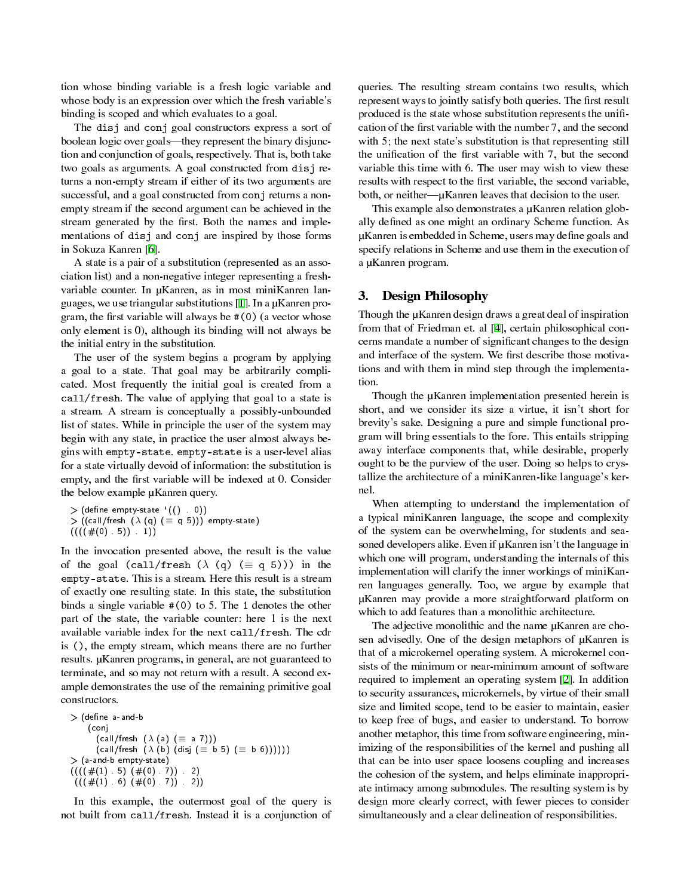tion whose binding variable is a fresh logic variable and whose body is an expression over which the fresh variable's binding is scoped and which evaluates to a goal.

The `disj` and `conj` goal constructors express a sort of boolean logic over goals—they represent the binary disjunction and conjunction of goals, respectively. That is, both take two goals as arguments. A goal constructed from `disj` returns a non-empty stream if either of its two arguments are successful, and a goal constructed from `conj` returns a non-empty stream if the second argument can be achieved in the stream generated by the first. Both the names and implementations of `disj` and `conj` are inspired by those forms in Sokuza Kanren [6].

A state is a pair of a substitution (represented as an association list) and a non-negative integer representing a fresh-variable counter. In μKanren, as in most miniKanren languages, we use triangular substitutions [1]. In a μKanren program, the first variable will always be `#(0)` (a vector whose only element is 0), although its binding will not always be the initial entry in the substitution.

The user of the system begins a program by applying a goal to a state. That goal may be arbitrarily complicated. Most frequently the initial goal is created from a `call/fresh`. The value of applying that goal to a state is a stream. A stream is conceptually a possibly-unbounded list of states. While in principle the user of the system may begin with any state, in practice the user almost always begins with `empty-state`. `empty-state` is a user-level alias for a state virtually devoid of information: the substitution is empty, and the first variable will be indexed at 0. Consider the below example μKanren query.

```
> (define empty-state '(() . 0))
> ((call/fresh (λ (q) (≡ q 5))) empty-state)
((((#(0) . 5)) . 1))
```

In the invocation presented above, the result is the value of the goal `(call/fresh (λ (q) (≡ q 5)))` in the `empty-state`. This is a stream. Here this result is a stream of exactly one resulting state. In this state, the substitution binds a single variable `#(0)` to 5. The 1 denotes the other part of the state, the variable counter: here 1 is the next available variable index for the next `call/fresh`. The cdr is `()`, the empty stream, which means there are no further results. μKanren programs, in general, are not guaranteed to terminate, and so may not return with a result. A second example demonstrates the use of the remaining primitive goal constructors.

```
> (define a-and-b
    (conj
      (call/fresh (λ (a) (≡ a 7)))
      (call/fresh (λ (b) (disj (≡ b 5) (≡ b 6))))))
> (a-and-b empty-state)
((((#(1) . 5) (#(0) . 7)) . 2)
 (((#(1) . 6) (#(0) . 7)) . 2))
```

In this example, the outermost goal of the query is not built from `call/fresh`. Instead it is a conjunction of queries. The resulting stream contains two results, which represent ways to jointly satisfy both queries. The first result produced is the state whose substitution represents the unification of the first variable with the number 7, and the second with 5; the next state's substitution is that representing still the unification of the first variable with 7, but the second variable this time with 6. The user may wish to view these results with respect to the first variable, the second variable, both, or neither—μKanren leaves that decision to the user.

This example also demonstrates a μKanren relation globally defined as one might an ordinary Scheme function. As μKanren is embedded in Scheme, users may define goals and specify relations in Scheme and use them in the execution of a μKanren program.

## 3. Design Philosophy

Though the μKanren design draws a great deal of inspiration from that of Friedman et. al [4], certain philosophical concerns mandate a number of significant changes to the design and interface of the system. We first describe those motivations and with them in mind step through the implementation.

Though the μKanren implementation presented herein is short, and we consider its size a virtue, it isn't short for brevity's sake. Designing a pure and simple functional program will bring essentials to the fore. This entails stripping away interface components that, while desirable, properly ought to be the purview of the user. Doing so helps to crystallize the architecture of a miniKanren-like language's kernel.

When attempting to understand the implementation of a typical miniKanren language, the scope and complexity of the system can be overwhelming, for students and seasoned developers alike. Even if μKanren isn't the language in which one will program, understanding the internals of this implementation will clarify the inner workings of miniKanren languages generally. Too, we argue by example that μKanren may provide a more straightforward platform on which to add features than a monolithic architecture.

The adjective monolithic and the name μKanren are chosen advisedly. One of the design metaphors of μKanren is that of a microkernel operating system. A microkernel consists of the minimum or near-minimum amount of software required to implement an operating system [2]. In addition to security assurances, microkernels, by virtue of their small size and limited scope, tend to be easier to maintain, easier to keep free of bugs, and easier to understand. To borrow another metaphor, this time from software engineering, minimizing of the responsibilities of the kernel and pushing all that can be into user space loosens coupling and increases the cohesion of the system, and helps eliminate inappropriate intimacy among submodules. The resulting system is by design more clearly correct, with fewer pieces to consider simultaneously and a clear delineation of responsibilities.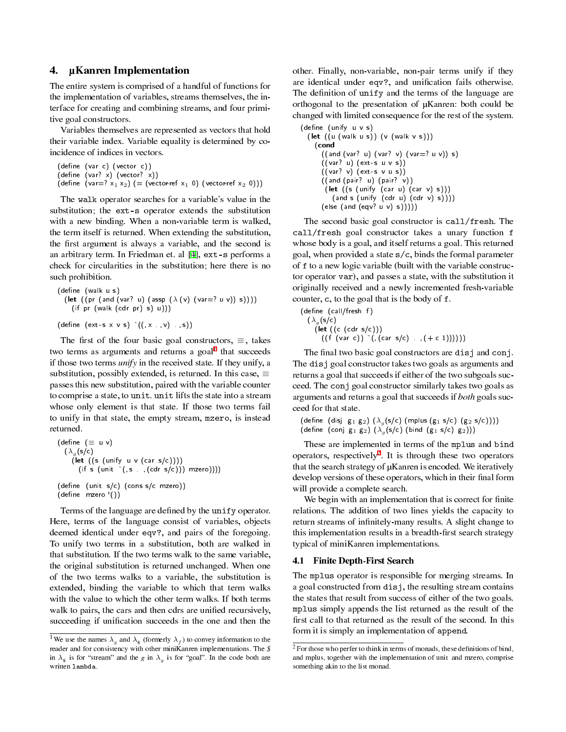## 4. µKanren Implementation

The entire system is comprised of a handful of functions for the implementation of variables, streams themselves, the interface for creating and combining streams, and four primitive goal constructors.

Variables themselves are represented as vectors that hold their variable index. Variable equality is determined by coincidence of indices in vectors.

```
(define (var c) (vector c))
(define (var? x) (vector? x))
(define (var=? x1 x2) (= (vector-ref x1 0) (vector-ref x2 0)))
```

The `walk` operator searches for a variable's value in the substitution; the `ext-s` operator extends the substitution with a new binding. When a non-variable term is walked, the term itself is returned. When extending the substitution, the first argument is always a variable, and the second is an arbitrary term. In Friedman et. al [4], `ext-s` performs a check for circularities in the substitution; here there is no such prohibition.

```
(define (walk u s)
  (let ((pr (and (var? u) (assp (λ (v) (var=? u v)) s))))
    (if pr (walk (cdr pr) s) u)))

(define (ext-s x v s) `((,x . ,v) . ,s))
```

The first of the four basic goal constructors, ≡, takes two terms as arguments and returns a goal[1] that succeeds if those two terms *unify* in the received state. If they unify, a substitution, possibly extended, is returned. In this case, ≡ passes this new substitution, paired with the variable counter to comprise a state, to `unit`. `unit` lifts the state into a stream whose only element is that state. If those two terms fail to unify in that state, the empty stream, `mzero`, is instead returned.

```
(define (≡ u v)
  (λg (s/c)
    (let ((s (unify u v (car s/c))))
      (if s (unit `(,s . ,(cdr s/c))) mzero))))

(define (unit s/c) (cons s/c mzero))
(define mzero '())
```

Terms of the language are defined by the `unify` operator. Here, terms of the language consist of variables, objects deemed identical under `eqv?`, and pairs of the foregoing. To unify two terms in a substitution, both are walked in that substitution. If the two terms walk to the same variable, the original substitution is returned unchanged. When one of the two terms walks to a variable, the substitution is extended, binding the variable to which that term walks with the value to which the other term walks. If both terms walk to pairs, the cars and then cdrs are unified recursively, succeeding if unification succeeds in the one and then the other. Finally, non-variable, non-pair terms unify if they are identical under `eqv?`, and unification fails otherwise. The definition of `unify` and the terms of the language are orthogonal to the presentation of µKanren: both could be changed with limited consequence for the rest of the system.

```
(define (unify u v s)
  (let ((u (walk u s)) (v (walk v s)))
    (cond
      ((and (var? u) (var? v) (var=? u v)) s)
      ((var? u) (ext-s u v s))
      ((var? v) (ext-s v u s))
      ((and (pair? u) (pair? v))
       (let ((s (unify (car u) (car v) s)))
         (and s (unify (cdr u) (cdr v) s))))
      (else (and (eqv? u v) s)))))
```

The second basic goal constructor is `call/fresh`. The `call/fresh` goal constructor takes a unary function `f` whose body is a goal, and itself returns a goal. This returned goal, when provided a state `s/c`, binds the formal parameter of `f` to a new logic variable (built with the variable constructor operator `var`), and passes a state, with the substitution it originally received and a newly incremented fresh-variable counter, `c`, to the goal that is the body of `f`.

```
(define (call/fresh f)
  (λg (s/c)
    (let ((c (cdr s/c)))
      ((f (var c)) `(,(car s/c) . ,(+ c 1))))))
```

The final two basic goal constructors are `disj` and `conj`. The `disj` goal constructor takes two goals as arguments and returns a goal that succeeds if either of the two subgoals succeed. The `conj` goal constructor similarly takes two goals as arguments and returns a goal that succeeds if *both* goals succeed for that state.

```
(define (disj g1 g2) (λg (s/c) (mplus (g1 s/c) (g2 s/c))))
(define (conj g1 g2) (λg (s/c) (bind (g1 s/c) g2)))
```

These are implemented in terms of the `mplus` and `bind` operators, respectively[2]. It is through these two operators that the search strategy of µKanren is encoded. We iteratively develop versions of these operators, which in their final form will provide a complete search.

We begin with an implementation that is correct for finite relations. The addition of two lines yields the capacity to return streams of infinitely-many results. A slight change to this implementation results in a breadth-first search strategy typical of miniKanren implementations.

### 4.1 Finite Depth-First Search

The `mplus` operator is responsible for merging streams. In a goal constructed from `disj`, the resulting stream contains the states that result from success of either of the two goals. `mplus` simply appends the list returned as the result of the first call to that returned as the result of the second. In this form it is simply an implementation of `append`.

---

[1] We use the names $\lambda_g$ and $\lambda_\$$ (formerly $\lambda_f$) to convey information to the reader and for consistency with other miniKanren implementations. The $ in $\lambda_\$$ is for "stream" and the $g$ in $\lambda_g$ is for "goal". In the code both are written `lambda`.

[2] For those who perfer to think in terms of monads, these definitions of bind, and mplus, together with the implementation of unit and mzero, comprise something akin to the list monad.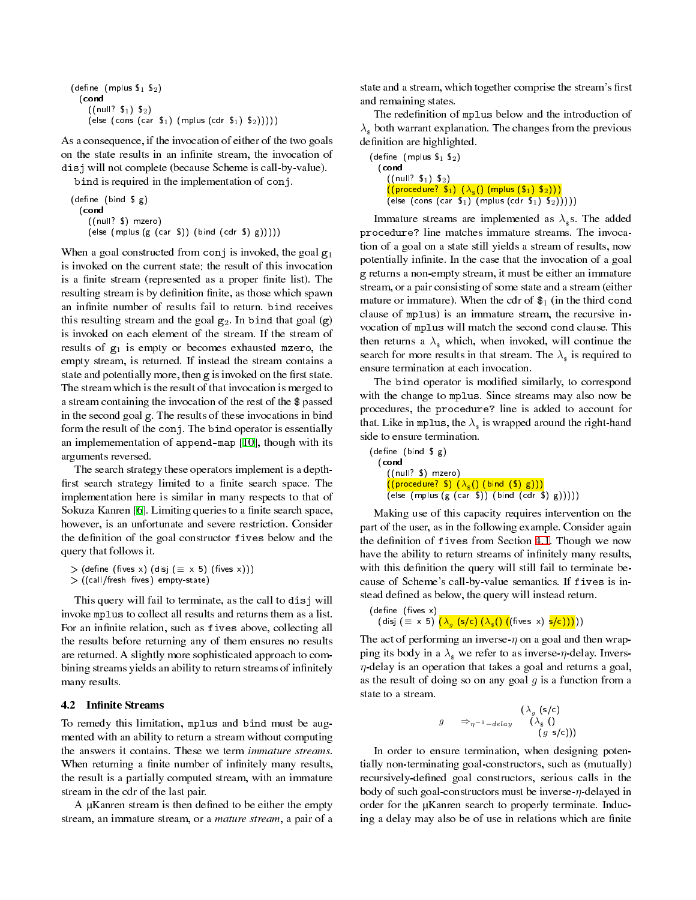```
(define (mplus $1 $2)
  (cond
    ((null? $1) $2)
    (else (cons (car $1) (mplus (cdr $1) $2)))))
```

As a consequence, if the invocation of either of the two goals on the state results in an infinite stream, the invocation of `disj` will not complete (because Scheme is call-by-value).

`bind` is required in the implementation of `conj`.

```
(define (bind $ g)
  (cond
    ((null? $) mzero)
    (else (mplus (g (car $)) (bind (cdr $) g)))))
```

When a goal constructed from `conj` is invoked, the goal $g_1$ is invoked on the current state; the result of this invocation is a finite stream (represented as a proper finite list). The resulting stream is by definition finite, as those which spawn an infinite number of results fail to return. `bind` receives this resulting stream and the goal $g_2$. In `bind` that goal (g) is invoked on each element of the stream. If the stream of results of $g_1$ is empty or becomes exhausted `mzero`, the empty stream, is returned. If instead the stream contains a state and potentially more, then g is invoked on the first state. The stream which is the result of that invocation is merged to a stream containing the invocation of the rest of the $ passed in the second goal g. The results of these invocations in bind form the result of the `conj`. The `bind` operator is essentially an implemementation of `append-map` [10], though with its arguments reversed.

The search strategy these operators implement is a depth-first search strategy limited to a finite search space. The implementation here is similar in many respects to that of Sokuza Kanren [6]. Limiting queries to a finite search space, however, is an unfortunate and severe restriction. Consider the definition of the goal constructor `fives` below and the query that follows it.

```
> (define (fives x) (disj (≡ x 5) (fives x)))
> ((call/fresh fives) empty-state)
```

This query will fail to terminate, as the call to `disj` will invoke `mplus` to collect all results and returns them as a list. For an infinite relation, such as `fives` above, collecting all the results before returning any of them ensures no results are returned. A slightly more sophisticated approach to combining streams yields an ability to return streams of infinitely many results.

### 4.2 Infinite Streams

To remedy this limitation, `mplus` and `bind` must be augmented with an ability to return a stream without computing the answers it contains. These we term *immature streams*. When returning a finite number of infinitely many results, the result is a partially computed stream, with an immature stream in the cdr of the last pair.

A µKanren stream is then defined to be either the empty stream, an immature stream, or a *mature stream*, a pair of a state and a stream, which together comprise the stream's first and remaining states.

The redefinition of `mplus` below and the introduction of $\lambda_\$$ both warrant explanation. The changes from the previous definition are highlighted.

```
(define (mplus $1 $2)
  (cond
    ((null? $1) $2)
    ((procedure? $1) (λ$ () (mplus ($1) $2)))
    (else (cons (car $1) (mplus (cdr $1) $2)))))
```

Immature streams are implemented as $\lambda_\$$s. The added `procedure?` line matches immature streams. The invocation of a goal on a state still yields a stream of results, now potentially infinite. In the case that the invocation of a goal g returns a non-empty stream, it must be either an immature stream, or a pair consisting of some state and a stream (either mature or immature). When the cdr of $\$_1$ (in the third `cond` clause of `mplus`) is an immature stream, the recursive invocation of `mplus` will match the second `cond` clause. This then returns a $\lambda_\$$ which, when invoked, will continue the search for more results in that stream. The $\lambda_\$$ is required to ensure termination at each invocation.

The `bind` operator is modified similarly, to correspond with the change to `mplus`. Since streams may also now be procedures, the `procedure?` line is added to account for that. Like in `mplus`, the $\lambda_\$$ is wrapped around the right-hand side to ensure termination.

```
(define (bind $ g)
  (cond
    ((null? $) mzero)
    ((procedure? $) (λ$ () (bind ($) g)))
    (else (mplus (g (car $)) (bind (cdr $) g)))))
```

Making use of this capacity requires intervention on the part of the user, as in the following example. Consider again the definition of `fives` from Section 4.1. Though we now have the ability to return streams of infinitely many results, with this definition the query will still fail to terminate because of Scheme's call-by-value semantics. If `fives` is instead defined as below, the query will instead return.

```
(define (fives x)
  (disj (≡ x 5) (λg (s/c) (λ$ () ((fives x) s/c)))))
```

The act of performing an inverse-$\eta$ on a goal and then wrapping its body in a $\lambda_\$$ we refer to as inverse-$\eta$-delay. Invers-$\eta$-delay is an operation that takes a goal and returns a goal, as the result of doing so on any goal $g$ is a function from a state to a stream.

$$g \quad \Rightarrow_{\eta^{-1}-delay} \quad (\lambda_g \text{ (s/c)} \; (\lambda_\$ \text{ ()} \; (g \text{ s/c})))$$

In order to ensure termination, when designing potentially non-terminating goal-constructors, such as (mutually) recursively-defined goal constructors, serious calls in the body of such goal-constructors must be inverse-$\eta$-delayed in order for the µKanren search to properly terminate. Inducing a delay may also be of use in relations which are finite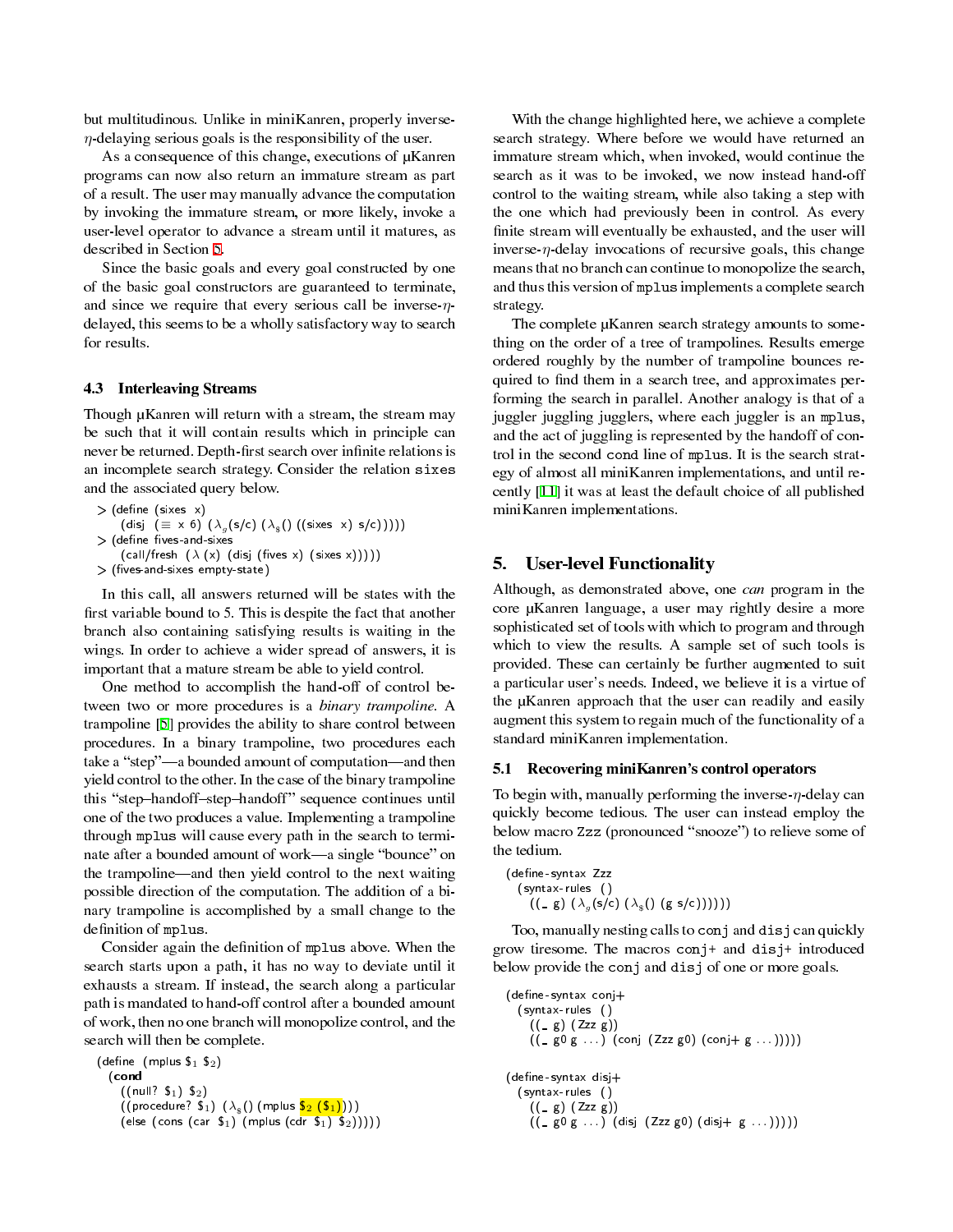but multitudinous. Unlike in miniKanren, properly inverse-$\eta$-delaying serious goals is the responsibility of the user.

As a consequence of this change, executions of μKanren programs can now also return an immature stream as part of a result. The user may manually advance the computation by invoking the immature stream, or more likely, invoke a user-level operator to advance a stream until it matures, as described in Section 5.

Since the basic goals and every goal constructed by one of the basic goal constructors are guaranteed to terminate, and since we require that every serious call be inverse-$\eta$-delayed, this seems to be a wholly satisfactory way to search for results.

### 4.3 Interleaving Streams

Though μKanren will return with a stream, the stream may be such that it will contain results which in principle can never be returned. Depth-first search over infinite relations is an incomplete search strategy. Consider the relation `sixes` and the associated query below.

```
> (define (sixes x)
    (disj (≡ x 6) (λg(s/c) (λ$() ((sixes x) s/c)))))
> (define fives-and-sixes
    (call/fresh (λ (x) (disj (fives x) (sixes x)))))
> (fives-and-sixes empty-state)
```

In this call, all answers returned will be states with the first variable bound to 5. This is despite the fact that another branch also containing satisfying results is waiting in the wings. In order to achieve a wider spread of answers, it is important that a mature stream be able to yield control.

One method to accomplish the hand-off of control between two or more procedures is a *binary trampoline*. A trampoline [5] provides the ability to share control between procedures. In a binary trampoline, two procedures each take a "step"—a bounded amount of computation—and then yield control to the other. In the case of the binary trampoline this "step–handoff–step–handoff" sequence continues until one of the two produces a value. Implementing a trampoline through `mplus` will cause every path in the search to terminate after a bounded amount of work—a single "bounce" on the trampoline—and then yield control to the next waiting possible direction of the computation. The addition of a binary trampoline is accomplished by a small change to the definition of `mplus`.

Consider again the definition of `mplus` above. When the search starts upon a path, it has no way to deviate until it exhausts a stream. If instead, the search along a particular path is mandated to hand-off control after a bounded amount of work, then no one branch will monopolize control, and the search will then be complete.

```
(define (mplus $1 $2)
  (cond
    ((null? $1) $2)
    ((procedure? $1) (λ$() (mplus $2 ($1))))
    (else (cons (car $1) (mplus (cdr $1) $2)))))
```

With the change highlighted here, we achieve a complete search strategy. Where before we would have returned an immature stream which, when invoked, would continue the search as it was to be invoked, we now instead hand-off control to the waiting stream, while also taking a step with the one which had previously been in control. As every finite stream will eventually be exhausted, and the user will inverse-$\eta$-delay invocations of recursive goals, this change means that no branch can continue to monopolize the search, and thus this version of `mplus` implements a complete search strategy.

The complete μKanren search strategy amounts to something on the order of a tree of trampolines. Results emerge ordered roughly by the number of trampoline bounces required to find them in a search tree, and approximates performing the search in parallel. Another analogy is that of a juggler juggling jugglers, where each juggler is an `mplus`, and the act of juggling is represented by the handoff of control in the second `cond` line of `mplus`. It is the search strategy of almost all miniKanren implementations, and until recently [11] it was at least the default choice of all published miniKanren implementations.

## 5. User-level Functionality

Although, as demonstrated above, one *can* program in the core μKanren language, a user may rightly desire a more sophisticated set of tools with which to program and through which to view the results. A sample set of such tools is provided. These can certainly be further augmented to suit a particular user's needs. Indeed, we believe it is a virtue of the μKanren approach that the user can readily and easily augment this system to regain much of the functionality of a standard miniKanren implementation.

### 5.1 Recovering miniKanren's control operators

To begin with, manually performing the inverse-$\eta$-delay can quickly become tedious. The user can instead employ the below macro `Zzz` (pronounced "snooze") to relieve some of the tedium.

```
(define-syntax Zzz
  (syntax-rules ()
    ((_ g) (λg(s/c) (λ$() (g s/c))))))
```

Too, manually nesting calls to `conj` and `disj` can quickly grow tiresome. The macros `conj+` and `disj+` introduced below provide the `conj` and `disj` of one or more goals.

```
(define-syntax conj+
  (syntax-rules ()
    ((_ g) (Zzz g))
    ((_ g0 g ...) (conj (Zzz g0) (conj+ g ...)))))

(define-syntax disj+
  (syntax-rules ()
    ((_ g) (Zzz g))
    ((_ g0 g ...) (disj (Zzz g0) (disj+ g ...)))))
```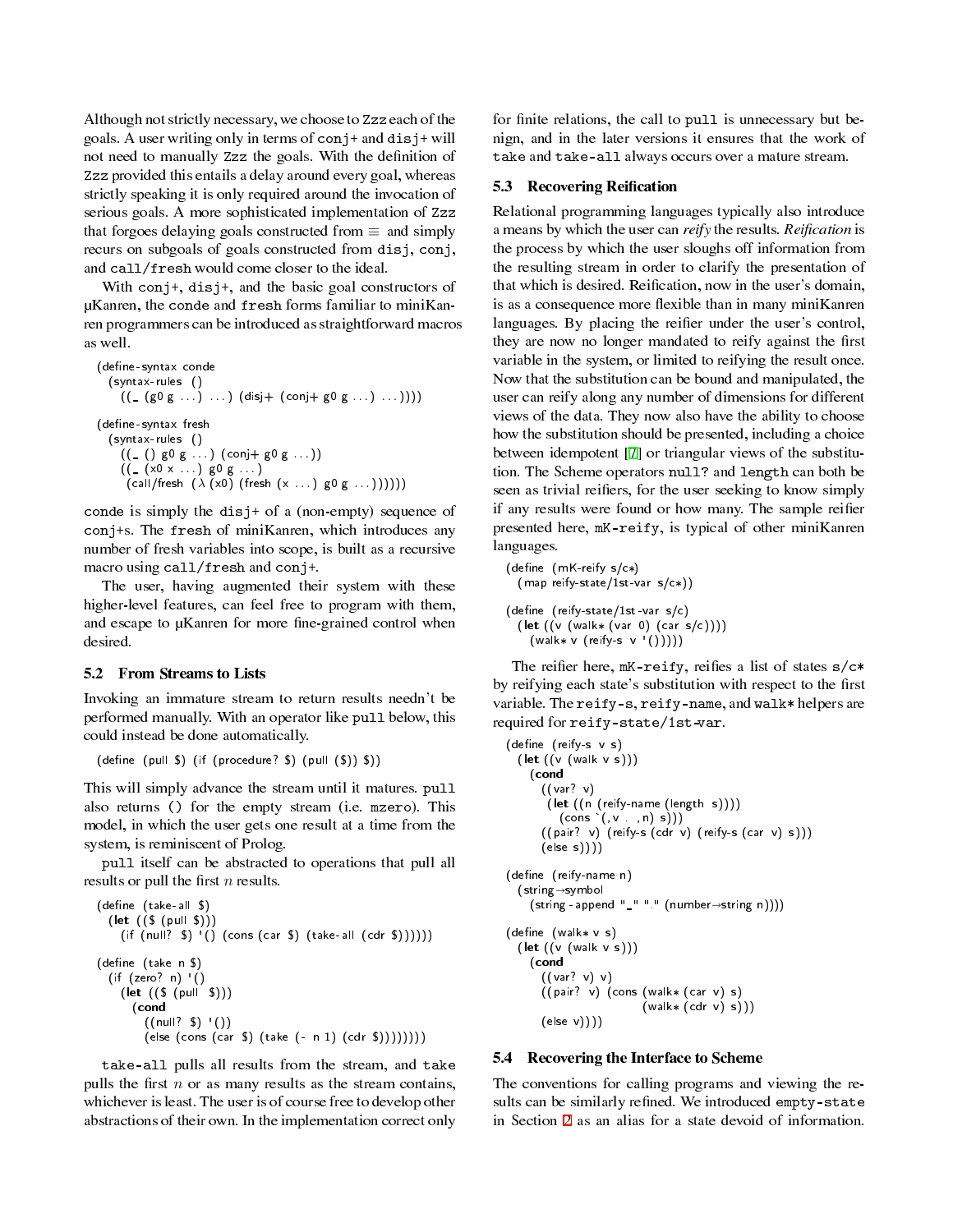Although not strictly necessary, we choose to Zzz each of the goals. A user writing only in terms of conj+ and disj+ will not need to manually Zzz the goals. With the definition of Zzz provided this entails a delay around every goal, whereas strictly speaking it is only required around the invocation of serious goals. A more sophisticated implementation of Zzz that forgoes delaying goals constructed from ≡ and simply recurs on subgoals of goals constructed from disj, conj, and call/fresh would come closer to the ideal.

With conj+, disj+, and the basic goal constructors of µKanren, the conde and fresh forms familiar to miniKanren programmers can be introduced as straightforward macros as well.

```
(define-syntax conde
  (syntax-rules ()
    ((_ (g0 g ...) ...) (disj+ (conj+ g0 g ...) ...))))

(define-syntax fresh
  (syntax-rules ()
    ((_ () g0 g ...) (conj+ g0 g ...))
    ((_ (x0 x ...) g0 g ...)
     (call/fresh (λ (x0) (fresh (x ...) g0 g ...))))))
```

conde is simply the disj+ of a (non-empty) sequence of conj+s. The fresh of miniKanren, which introduces any number of fresh variables into scope, is built as a recursive macro using call/fresh and conj+.

The user, having augmented their system with these higher-level features, can feel free to program with them, and escape to µKanren for more fine-grained control when desired.

## 5.2 From Streams to Lists

Invoking an immature stream to return results needn't be performed manually. With an operator like pull below, this could instead be done automatically.

```
(define (pull $) (if (procedure? $) (pull ($)) $))
```

This will simply advance the stream until it matures. pull also returns () for the empty stream (i.e. mzero). This model, in which the user gets one result at a time from the system, is reminiscent of Prolog.

pull itself can be abstracted to operations that pull all results or pull the first $n$ results.

```
(define (take-all $)
  (let (($ (pull $)))
    (if (null? $) '() (cons (car $) (take-all (cdr $))))))

(define (take n $)
  (if (zero? n) '()
    (let (($ (pull $)))
      (cond
        ((null? $) '())
        (else (cons (car $) (take (- n 1) (cdr $))))))))
```

take-all pulls all results from the stream, and take pulls the first $n$ or as many results as the stream contains, whichever is least. The user is of course free to develop other abstractions of their own. In the implementation correct only for finite relations, the call to pull is unnecessary but benign, and in the later versions it ensures that the work of take and take-all always occurs over a mature stream.

## 5.3 Recovering Reification

Relational programming languages typically also introduce a means by which the user can *reify* the results. *Reification* is the process by which the user sloughs off information from the resulting stream in order to clarify the presentation of that which is desired. Reification, now in the user's domain, is as a consequence more flexible than in many miniKanren languages. By placing the reifier under the user's control, they are now no longer mandated to reify against the first variable in the system, or limited to reifying the result once. Now that the substitution can be bound and manipulated, the user can reify along any number of dimensions for different views of the data. They now also have the ability to choose how the substitution should be presented, including a choice between idempotent [7] or triangular views of the substitution. The Scheme operators null? and length can both be seen as trivial reifiers, for the user seeking to know simply if any results were found or how many. The sample reifier presented here, mK-reify, is typical of other miniKanren languages.

```
(define (mK-reify s/c*)
  (map reify-state/1st-var s/c*))

(define (reify-state/1st-var s/c)
  (let ((v (walk* (var 0) (car s/c))))
    (walk* v (reify-s v '()))))
```

The reifier here, mK-reify, reifies a list of states s/c* by reifying each state's substitution with respect to the first variable. The reify-s, reify-name, and walk* helpers are required for reify-state/1st-var.

```
(define (reify-s v s)
  (let ((v (walk v s)))
    (cond
      ((var? v)
       (let ((n (reify-name (length s))))
         (cons `(,v . ,n) s)))
      ((pair? v) (reify-s (cdr v) (reify-s (car v) s)))
      (else s))))

(define (reify-name n)
  (string->symbol
    (string-append "_" "." (number->string n))))

(define (walk* v s)
  (let ((v (walk v s)))
    (cond
      ((var? v) v)
      ((pair? v) (cons (walk* (car v) s)
                       (walk* (cdr v) s)))
      (else v))))
```

## 5.4 Recovering the Interface to Scheme

The conventions for calling programs and viewing the results can be similarly refined. We introduced empty-state in Section 2 as an alias for a state devoid of information.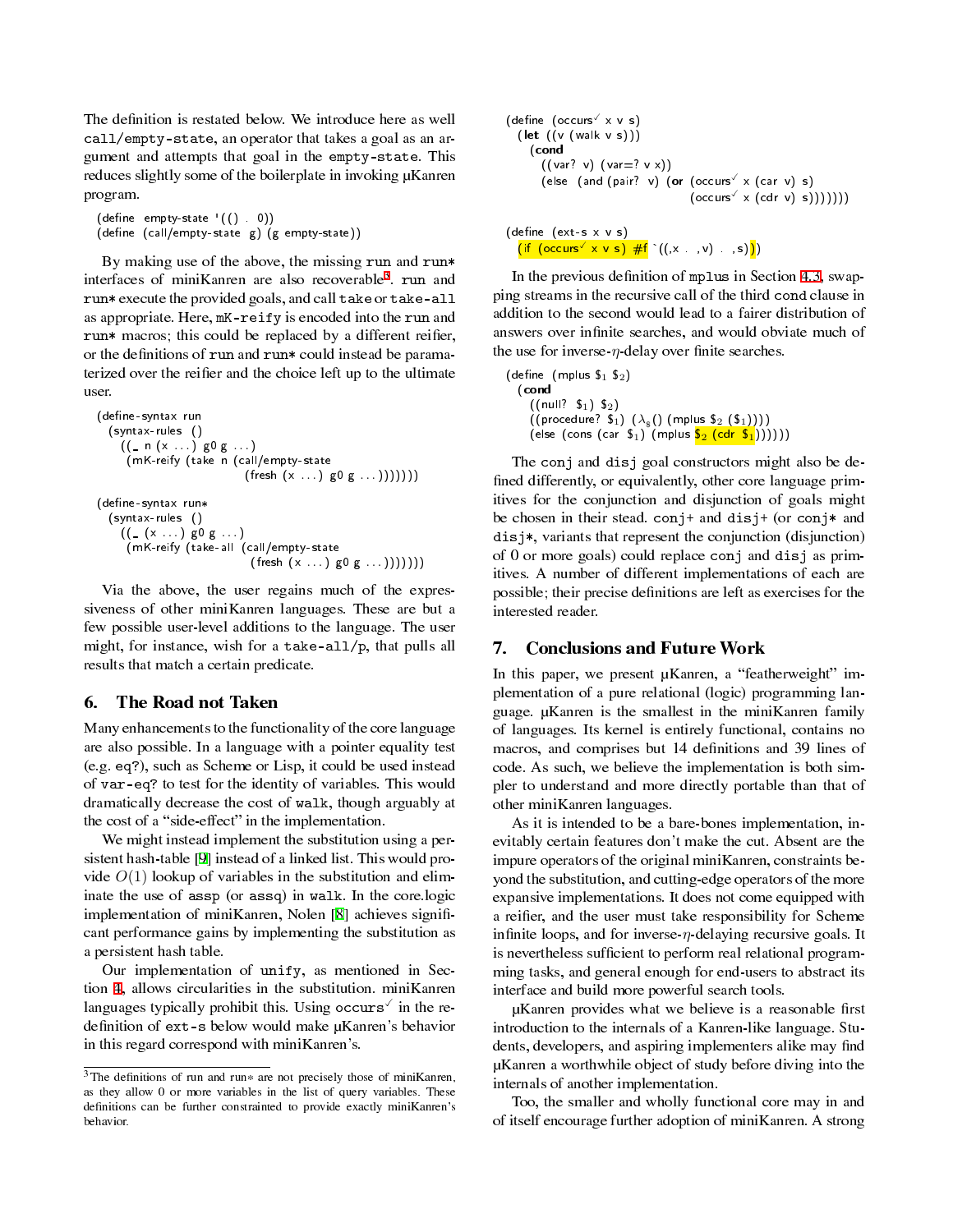The definition is restated below. We introduce here as well `call/empty-state`, an operator that takes a goal as an argument and attempts that goal in the `empty-state`. This reduces slightly some of the boilerplate in invoking μKanren program.

```
(define empty-state '(() . 0))
(define (call/empty-state g) (g empty-state))
```

By making use of the above, the missing `run` and `run*` interfaces of miniKanren are also recoverable[3]. `run` and `run*` execute the provided goals, and call `take` or `take-all` as appropriate. Here, `mK-reify` is encoded into the `run` and `run*` macros; this could be replaced by a different reifier, or the definitions of `run` and `run*` could instead be paramaterized over the reifier and the choice left up to the ultimate user.

```
(define-syntax run
  (syntax-rules ()
    ((_ n (x ...) g0 g ...)
     (mK-reify (take n (call/empty-state
                         (fresh (x ...) g0 g ...)))))))

(define-syntax run*
  (syntax-rules ()
    ((_ (x ...) g0 g ...)
     (mK-reify (take-all (call/empty-state
                           (fresh (x ...) g0 g ...)))))))
```

Via the above, the user regains much of the expressiveness of other miniKanren languages. These are but a few possible user-level additions to the language. The user might, for instance, wish for a `take-all/p`, that pulls all results that match a certain predicate.

## 6. The Road not Taken

Many enhancements to the functionality of the core language are also possible. In a language with a pointer equality test (e.g. `eq?`), such as Scheme or Lisp, it could be used instead of `var-eq?` to test for the identity of variables. This would dramatically decrease the cost of `walk`, though arguably at the cost of a "side-effect" in the implementation.

We might instead implement the substitution using a persistent hash-table [9] instead of a linked list. This would provide $O(1)$ lookup of variables in the substitution and eliminate the use of `assp` (or `assq`) in `walk`. In the core.logic implementation of miniKanren, Nolen [8] achieves significant performance gains by implementing the substitution as a persistent hash table.

Our implementation of `unify`, as mentioned in Section 4, allows circularities in the substitution. miniKanren languages typically prohibit this. Using `occurs✓` in the redefinition of `ext-s` below would make μKanren's behavior in this regard correspond with miniKanren's.

[3] The definitions of run and run* are not precisely those of miniKanren, as they allow 0 or more variables in the list of query variables. These definitions can be further constrained to provide exactly miniKanren's behavior.

```
(define (occurs✓ x v s)
  (let ((v (walk v s)))
    (cond
      ((var? v) (var=? v x))
      (else (and (pair? v) (or (occurs✓ x (car v) s)
                               (occurs✓ x (cdr v) s)))))))

(define (ext-s x v s)
  (if (occurs✓ x v s) #f `((,x . ,v) . ,s)))
```

In the previous definition of `mplus` in Section 4.3, swapping streams in the recursive call of the third `cond` clause in addition to the second would lead to a fairer distribution of answers over infinite searches, and would obviate much of the use for inverse-η-delay over finite searches.

```
(define (mplus $1 $2)
  (cond
    ((null? $1) $2)
    ((procedure? $1) (λ$ () (mplus $2 ($1))))
    (else (cons (car $1) (mplus $2 (cdr $1))))))
```

The `conj` and `disj` goal constructors might also be defined differently, or equivalently, other core language primitives for the conjunction and disjunction of goals might be chosen in their stead. `conj+` and `disj+` (or `conj*` and `disj*`, variants that represent the conjunction (disjunction) of 0 or more goals) could replace `conj` and `disj` as primitives. A number of different implementations of each are possible; their precise definitions are left as exercises for the interested reader.

## 7. Conclusions and Future Work

In this paper, we present μKanren, a "featherweight" implementation of a pure relational (logic) programming language. μKanren is the smallest in the miniKanren family of languages. Its kernel is entirely functional, contains no macros, and comprises but 14 definitions and 39 lines of code. As such, we believe the implementation is both simpler to understand and more directly portable than that of other miniKanren languages.

As it is intended to be a bare-bones implementation, inevitably certain features don't make the cut. Absent are the impure operators of the original miniKanren, constraints beyond the substitution, and cutting-edge operators of the more expansive implementations. It does not come equipped with a reifier, and the user must take responsibility for Scheme infinite loops, and for inverse-η-delaying recursive goals. It is nevertheless sufficient to perform real relational programming tasks, and general enough for end-users to abstract its interface and build more powerful search tools.

μKanren provides what we believe is a reasonable first introduction to the internals of a Kanren-like language. Students, developers, and aspiring implementers alike may find μKanren a worthwhile object of study before diving into the internals of another implementation.

Too, the smaller and wholly functional core may in and of itself encourage further adoption of miniKanren. A strong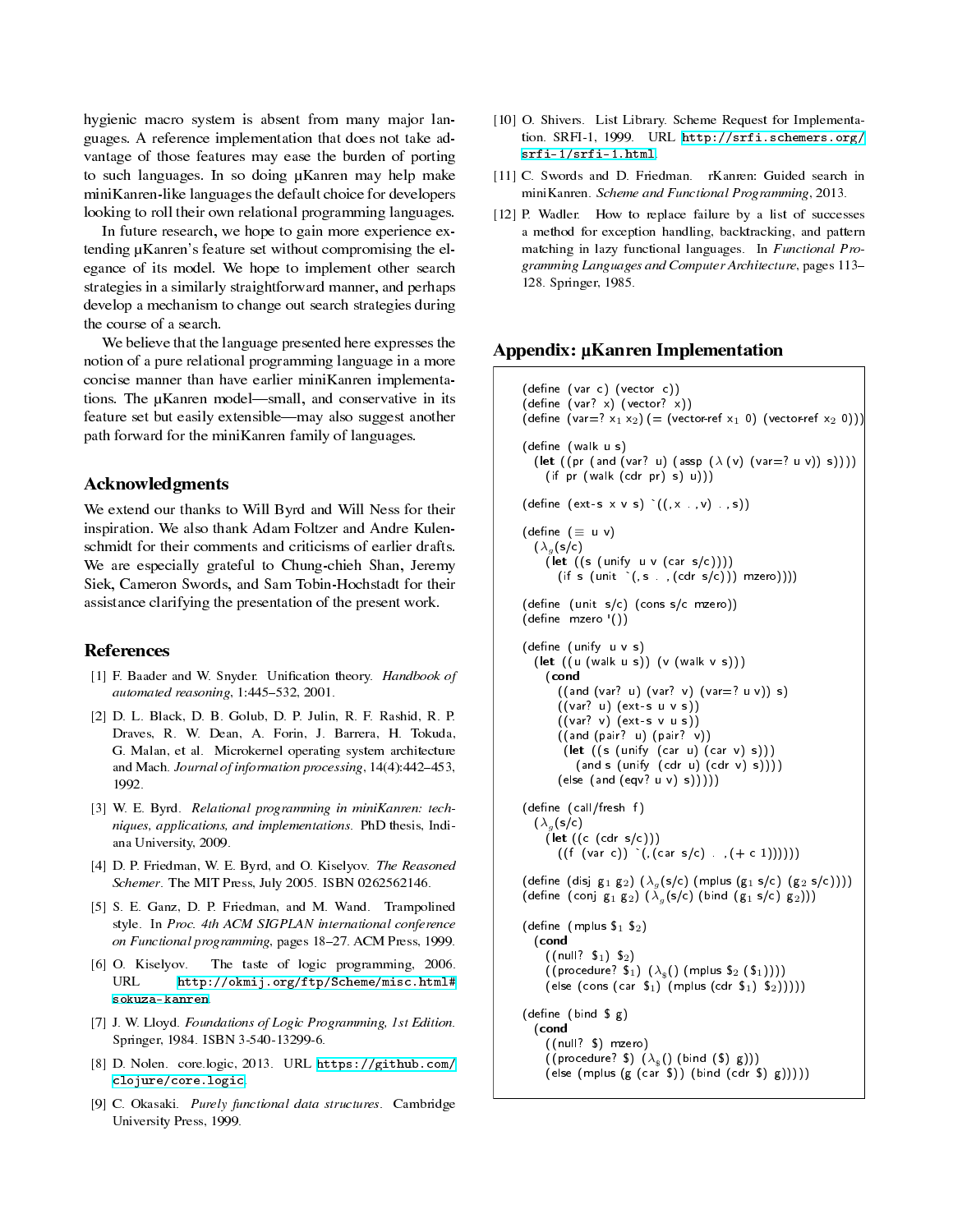hygienic macro system is absent from many major languages. A reference implementation that does not take advantage of those features may ease the burden of porting to such languages. In so doing µKanren may help make miniKanren-like languages the default choice for developers looking to roll their own relational programming languages.

In future research, we hope to gain more experience extending µKanren's feature set without compromising the elegance of its model. We hope to implement other search strategies in a similarly straightforward manner, and perhaps develop a mechanism to change out search strategies during the course of a search.

We believe that the language presented here expresses the notion of a pure relational programming language in a more concise manner than have earlier miniKanren implementations. The µKanren model—small, and conservative in its feature set but easily extensible—may also suggest another path forward for the miniKanren family of languages.

## Acknowledgments

We extend our thanks to Will Byrd and Will Ness for their inspiration. We also thank Adam Foltzer and Andre Kulenschmidt for their comments and criticisms of earlier drafts. We are especially grateful to Chung-chieh Shan, Jeremy Siek, Cameron Swords, and Sam Tobin-Hochstadt for their assistance clarifying the presentation of the present work.

## References

[1] F. Baader and W. Snyder. Unification theory. *Handbook of automated reasoning*, 1:445–532, 2001.

[2] D. L. Black, D. B. Golub, D. P. Julin, R. F. Rashid, R. P. Draves, R. W. Dean, A. Forin, J. Barrera, H. Tokuda, G. Malan, et al. Microkernel operating system architecture and Mach. *Journal of information processing*, 14(4):442–453, 1992.

[3] W. E. Byrd. *Relational programming in miniKanren: techniques, applications, and implementations.* PhD thesis, Indiana University, 2009.

[4] D. P. Friedman, W. E. Byrd, and O. Kiselyov. *The Reasoned Schemer.* The MIT Press, July 2005. ISBN 0262562146.

[5] S. E. Ganz, D. P. Friedman, and M. Wand. Trampolined style. In *Proc. 4th ACM SIGPLAN international conference on Functional programming*, pages 18–27. ACM Press, 1999.

[6] O. Kiselyov. The taste of logic programming, 2006. URL http://okmij.org/ftp/Scheme/misc.html#sokuza-kanren.

[7] J. W. Lloyd. *Foundations of Logic Programming, 1st Edition.* Springer, 1984. ISBN 3-540-13299-6.

[8] D. Nolen. core.logic, 2013. URL https://github.com/clojure/core.logic.

[9] C. Okasaki. *Purely functional data structures.* Cambridge University Press, 1999.

[10] O. Shivers. List Library. Scheme Request for Implementation. SRFI-1, 1999. URL http://srfi.schemers.org/srfi-1/srfi-1.html.

[11] C. Swords and D. Friedman. rKanren: Guided search in miniKanren. *Scheme and Functional Programming*, 2013.

[12] P. Wadler. How to replace failure by a list of successes a method for exception handling, backtracking, and pattern matching in lazy functional languages. In *Functional Programming Languages and Computer Architecture*, pages 113–128. Springer, 1985.

## Appendix: µKanren Implementation

```
(define (var c) (vector c))
(define (var? x) (vector? x))
(define (var=? x1 x2) (= (vector-ref x1 0) (vector-ref x2 0)))

(define (walk u s)
  (let ((pr (and (var? u) (assp (λ (v) (var=? u v)) s))))
    (if pr (walk (cdr pr) s) u)))

(define (ext-s x v s) `((,x . ,v) . ,s))

(define (≡ u v)
  (λg(s/c)
    (let ((s (unify u v (car s/c))))
      (if s (unit `(,s . ,(cdr s/c))) mzero))))

(define (unit s/c) (cons s/c mzero))
(define mzero '())

(define (unify u v s)
  (let ((u (walk u s)) (v (walk v s)))
    (cond
      ((and (var? u) (var? v) (var=? u v)) s)
      ((var? u) (ext-s u v s))
      ((var? v) (ext-s v u s))
      ((and (pair? u) (pair? v))
       (let ((s (unify (car u) (car v) s)))
         (and s (unify (cdr u) (cdr v) s))))
      (else (and (eqv? u v) s)))))

(define (call/fresh f)
  (λg(s/c)
    (let ((c (cdr s/c)))
      ((f (var c)) `(,(car s/c) . ,(+ c 1))))))

(define (disj g1 g2) (λg(s/c) (mplus (g1 s/c) (g2 s/c))))
(define (conj g1 g2) (λg(s/c) (bind (g1 s/c) g2)))

(define (mplus $1 $2)
  (cond
    ((null? $1) $2)
    ((procedure? $1) (λ$() (mplus $2 ($1))))
    (else (cons (car $1) (mplus (cdr $1) $2)))))

(define (bind $ g)
  (cond
    ((null? $) mzero)
    ((procedure? $) (λ$() (bind ($) g)))
    (else (mplus (g (car $)) (bind (cdr $) g)))))
```